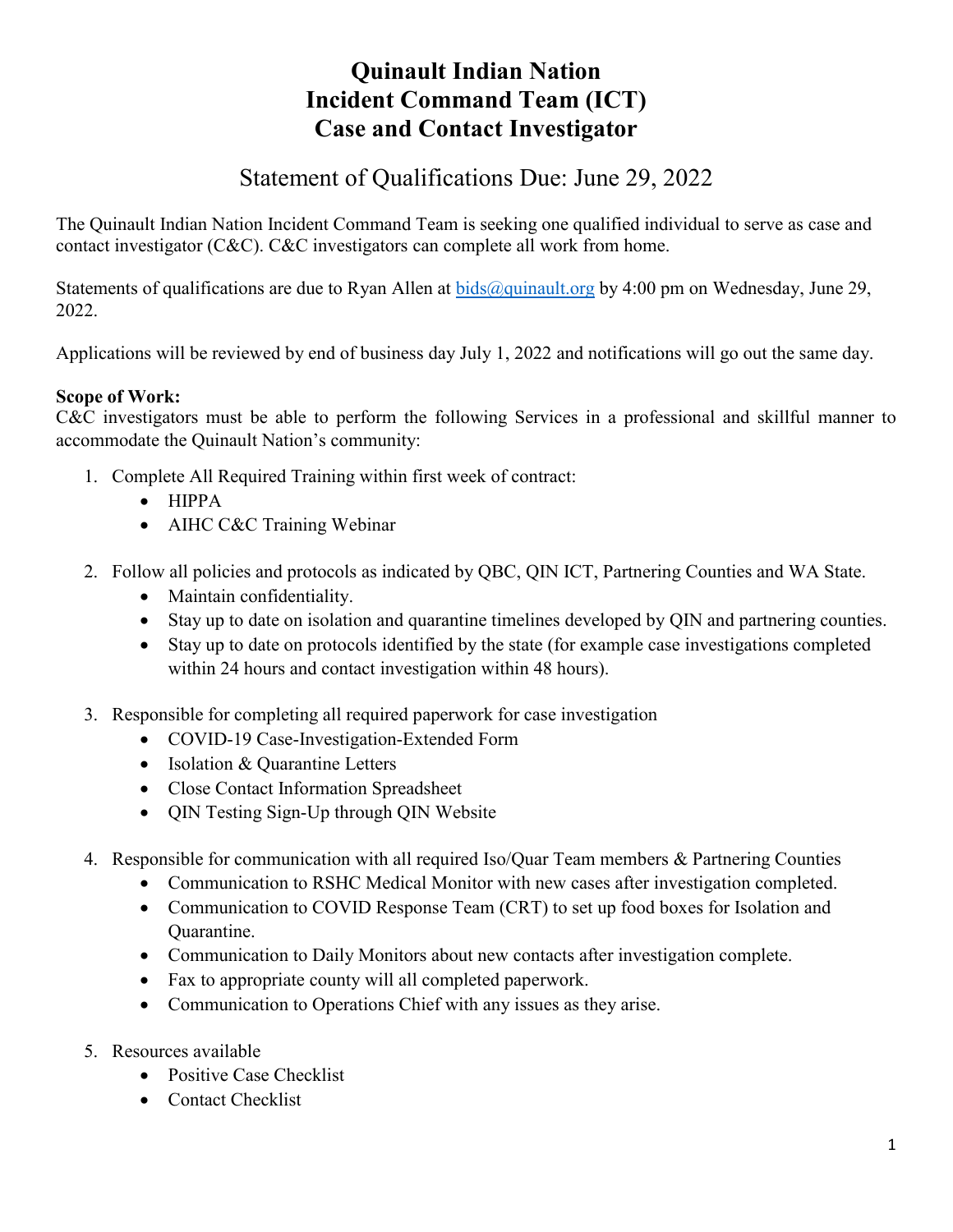# Quinault Indian Nation
# Incident Command Team (ICT)
# Case and Contact Investigator

## Statement of Qualifications Due: June 29, 2022

The Quinault Indian Nation Incident Command Team is seeking one qualified individual to serve as case and contact investigator (C&C). C&C investigators can complete all work from home.

Statements of qualifications are due to Ryan Allen at bids@quinault.org by 4:00 pm on Wednesday, June 29, 2022.

Applications will be reviewed by end of business day July 1, 2022 and notifications will go out the same day.

**Scope of Work:**
C&C investigators must be able to perform the following Services in a professional and skillful manner to accommodate the Quinault Nation's community:

1. Complete All Required Training within first week of contract:
   - HIPPA
   - AIHC C&C Training Webinar

2. Follow all policies and protocols as indicated by QBC, QIN ICT, Partnering Counties and WA State.
   - Maintain confidentiality.
   - Stay up to date on isolation and quarantine timelines developed by QIN and partnering counties.
   - Stay up to date on protocols identified by the state (for example case investigations completed within 24 hours and contact investigation within 48 hours).

3. Responsible for completing all required paperwork for case investigation
   - COVID-19 Case-Investigation-Extended Form
   - Isolation & Quarantine Letters
   - Close Contact Information Spreadsheet
   - QIN Testing Sign-Up through QIN Website

4. Responsible for communication with all required Iso/Quar Team members & Partnering Counties
   - Communication to RSHC Medical Monitor with new cases after investigation completed.
   - Communication to COVID Response Team (CRT) to set up food boxes for Isolation and Quarantine.
   - Communication to Daily Monitors about new contacts after investigation complete.
   - Fax to appropriate county will all completed paperwork.
   - Communication to Operations Chief with any issues as they arise.

5. Resources available
   - Positive Case Checklist
   - Contact Checklist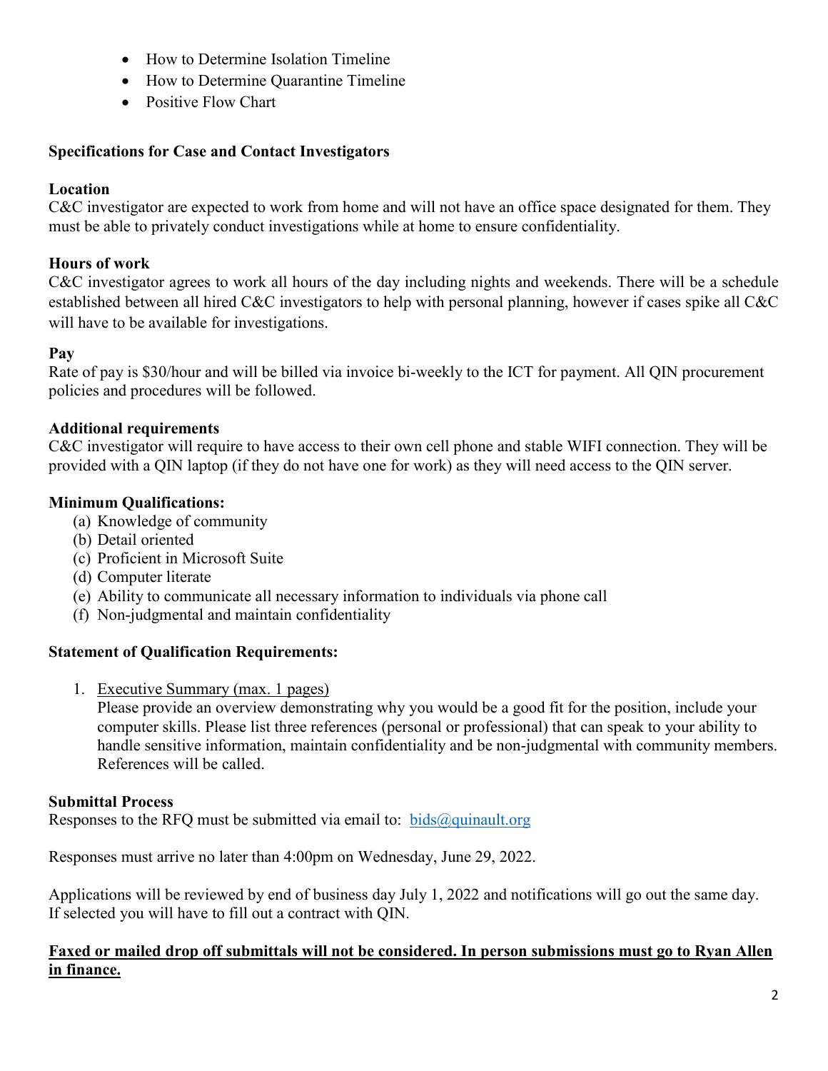- How to Determine Isolation Timeline
- How to Determine Quarantine Timeline
- Positive Flow Chart

**Specifications for Case and Contact Investigators**

**Location**
C&C investigator are expected to work from home and will not have an office space designated for them. They must be able to privately conduct investigations while at home to ensure confidentiality.

**Hours of work**
C&C investigator agrees to work all hours of the day including nights and weekends. There will be a schedule established between all hired C&C investigators to help with personal planning, however if cases spike all C&C will have to be available for investigations.

**Pay**
Rate of pay is $30/hour and will be billed via invoice bi-weekly to the ICT for payment. All QIN procurement policies and procedures will be followed.

**Additional requirements**
C&C investigator will require to have access to their own cell phone and stable WIFI connection. They will be provided with a QIN laptop (if they do not have one for work) as they will need access to the QIN server.

**Minimum Qualifications:**

(a) Knowledge of community
(b) Detail oriented
(c) Proficient in Microsoft Suite
(d) Computer literate
(e) Ability to communicate all necessary information to individuals via phone call
(f) Non-judgmental and maintain confidentiality

**Statement of Qualification Requirements:**

1. Executive Summary (max. 1 pages)
   Please provide an overview demonstrating why you would be a good fit for the position, include your computer skills. Please list three references (personal or professional) that can speak to your ability to handle sensitive information, maintain confidentiality and be non-judgmental with community members. References will be called.

**Submittal Process**
Responses to the RFQ must be submitted via email to: bids@quinault.org

Responses must arrive no later than 4:00pm on Wednesday, June 29, 2022.

Applications will be reviewed by end of business day July 1, 2022 and notifications will go out the same day. If selected you will have to fill out a contract with QIN.

**Faxed or mailed drop off submittals will not be considered. In person submissions must go to Ryan Allen in finance.**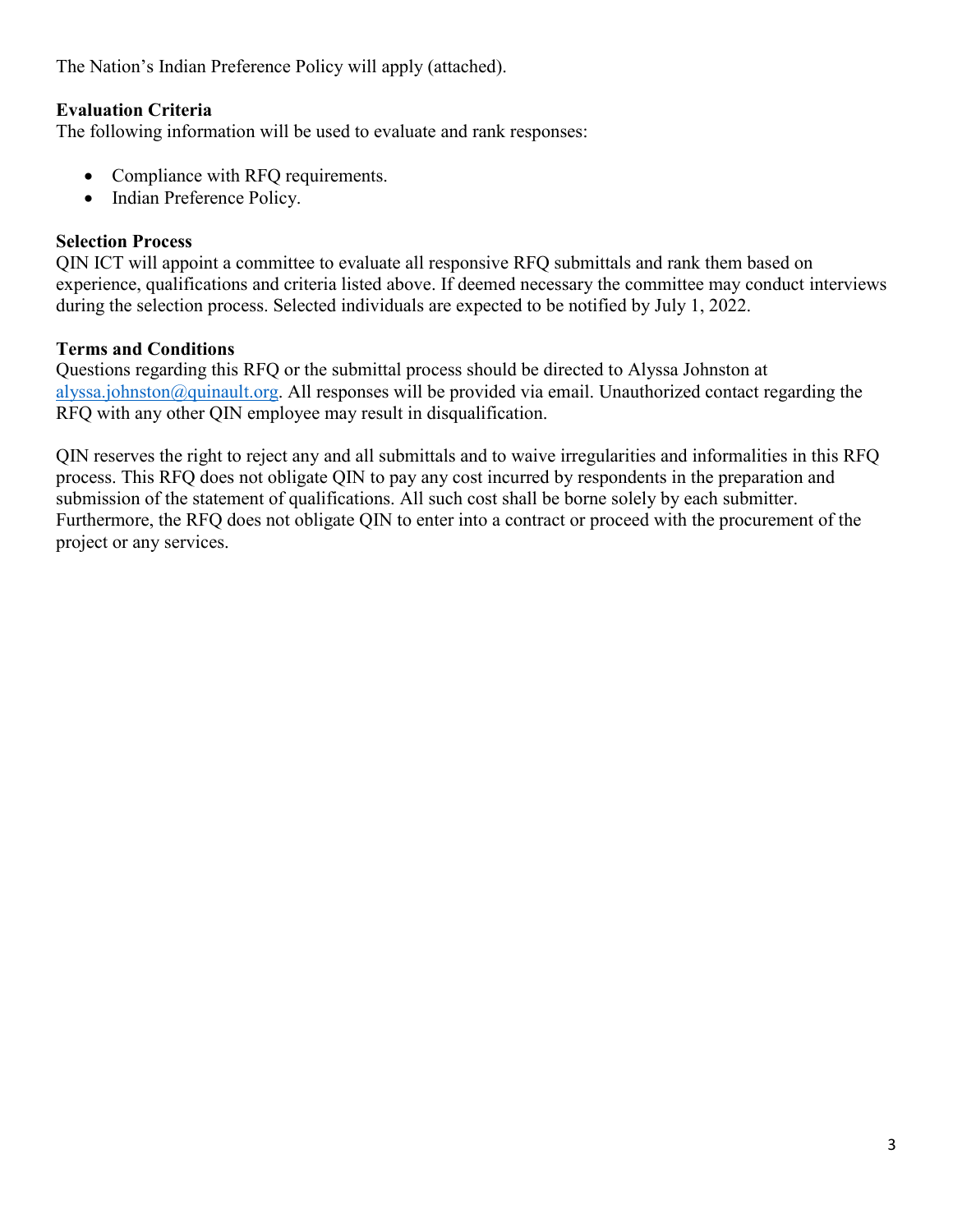The Nation's Indian Preference Policy will apply (attached).

**Evaluation Criteria**

The following information will be used to evaluate and rank responses:

- Compliance with RFQ requirements.
- Indian Preference Policy.

**Selection Process**

QIN ICT will appoint a committee to evaluate all responsive RFQ submittals and rank them based on experience, qualifications and criteria listed above. If deemed necessary the committee may conduct interviews during the selection process. Selected individuals are expected to be notified by July 1, 2022.

**Terms and Conditions**

Questions regarding this RFQ or the submittal process should be directed to Alyssa Johnston at alyssa.johnston@quinault.org. All responses will be provided via email. Unauthorized contact regarding the RFQ with any other QIN employee may result in disqualification.

QIN reserves the right to reject any and all submittals and to waive irregularities and informalities in this RFQ process. This RFQ does not obligate QIN to pay any cost incurred by respondents in the preparation and submission of the statement of qualifications. All such cost shall be borne solely by each submitter. Furthermore, the RFQ does not obligate QIN to enter into a contract or proceed with the procurement of the project or any services.